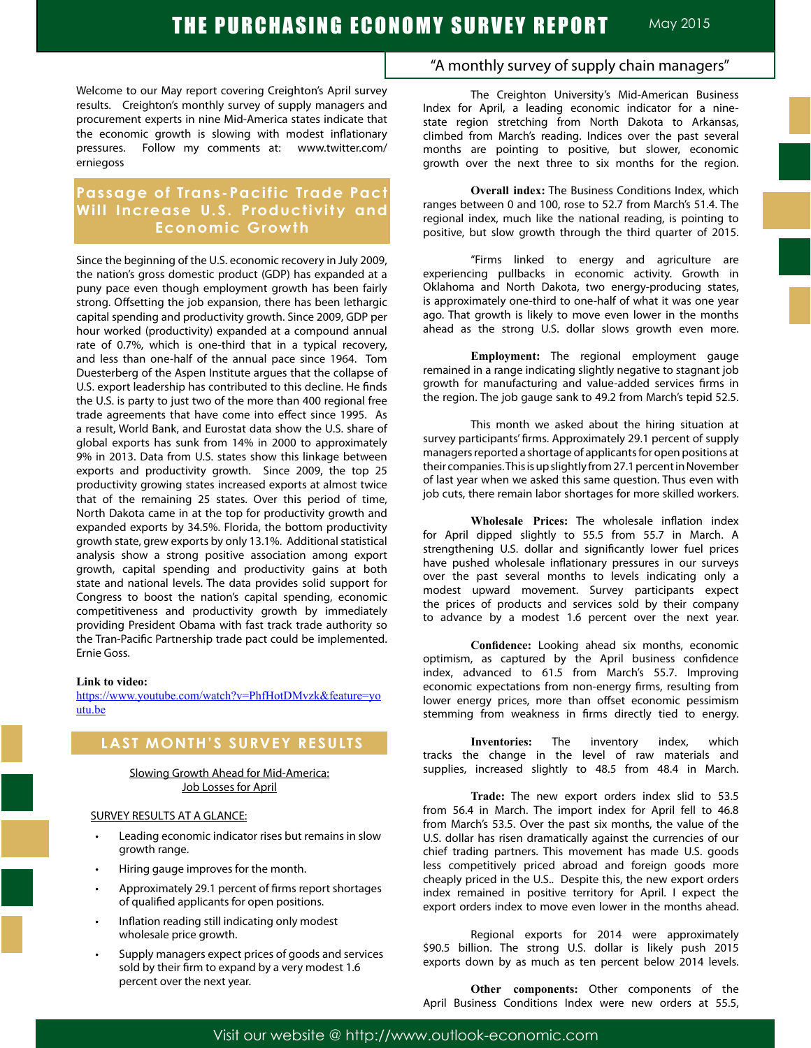# THE PURCHASING ECONOMY SURVEY REPORT

May 2015

"A monthly survey of supply chain managers"

Welcome to our May report covering Creighton's April survey results. Creighton's monthly survey of supply managers and procurement experts in nine Mid-America states indicate that the economic growth is slowing with modest inflationary pressures. Follow my comments at: www.twitter.com/erniegoss

## Passage of Trans-Pacific Trade Pact Will Increase U.S. Productivity and Economic Growth

Since the beginning of the U.S. economic recovery in July 2009, the nation's gross domestic product (GDP) has expanded at a puny pace even though employment growth has been fairly strong. Offsetting the job expansion, there has been lethargic capital spending and productivity growth. Since 2009, GDP per hour worked (productivity) expanded at a compound annual rate of 0.7%, which is one-third that in a typical recovery, and less than one-half of the annual pace since 1964. Tom Duesterberg of the Aspen Institute argues that the collapse of U.S. export leadership has contributed to this decline. He finds the U.S. is party to just two of the more than 400 regional free trade agreements that have come into effect since 1995. As a result, World Bank, and Eurostat data show the U.S. share of global exports has sunk from 14% in 2000 to approximately 9% in 2013. Data from U.S. states show this linkage between exports and productivity growth. Since 2009, the top 25 productivity growing states increased exports at almost twice that of the remaining 25 states. Over this period of time, North Dakota came in at the top for productivity growth and expanded exports by 34.5%. Florida, the bottom productivity growth state, grew exports by only 13.1%. Additional statistical analysis show a strong positive association among export growth, capital spending and productivity gains at both state and national levels. The data provides solid support for Congress to boost the nation's capital spending, economic competitiveness and productivity growth by immediately providing President Obama with fast track trade authority so the Tran-Pacific Partnership trade pact could be implemented. Ernie Goss.

**Link to video:**
https://www.youtube.com/watch?v=PhfHotDMvzk&feature=youtu.be

## LAST MONTH'S SURVEY RESULTS

Slowing Growth Ahead for Mid-America: Job Losses for April

SURVEY RESULTS AT A GLANCE:

- Leading economic indicator rises but remains in slow growth range.
- Hiring gauge improves for the month.
- Approximately 29.1 percent of firms report shortages of qualified applicants for open positions.
- Inflation reading still indicating only modest wholesale price growth.
- Supply managers expect prices of goods and services sold by their firm to expand by a very modest 1.6 percent over the next year.

The Creighton University's Mid-American Business Index for April, a leading economic indicator for a nine-state region stretching from North Dakota to Arkansas, climbed from March's reading. Indices over the past several months are pointing to positive, but slower, economic growth over the next three to six months for the region.

**Overall index:** The Business Conditions Index, which ranges between 0 and 100, rose to 52.7 from March's 51.4. The regional index, much like the national reading, is pointing to positive, but slow growth through the third quarter of 2015.

"Firms linked to energy and agriculture are experiencing pullbacks in economic activity. Growth in Oklahoma and North Dakota, two energy-producing states, is approximately one-third to one-half of what it was one year ago. That growth is likely to move even lower in the months ahead as the strong U.S. dollar slows growth even more.

**Employment:** The regional employment gauge remained in a range indicating slightly negative to stagnant job growth for manufacturing and value-added services firms in the region. The job gauge sank to 49.2 from March's tepid 52.5.

This month we asked about the hiring situation at survey participants' firms. Approximately 29.1 percent of supply managers reported a shortage of applicants for open positions at their companies. This is up slightly from 27.1 percent in November of last year when we asked this same question. Thus even with job cuts, there remain labor shortages for more skilled workers.

**Wholesale Prices:** The wholesale inflation index for April dipped slightly to 55.5 from 55.7 in March. A strengthening U.S. dollar and significantly lower fuel prices have pushed wholesale inflationary pressures in our surveys over the past several months to levels indicating only a modest upward movement. Survey participants expect the prices of products and services sold by their company to advance by a modest 1.6 percent over the next year.

**Confidence:** Looking ahead six months, economic optimism, as captured by the April business confidence index, advanced to 61.5 from March's 55.7. Improving economic expectations from non-energy firms, resulting from lower energy prices, more than offset economic pessimism stemming from weakness in firms directly tied to energy.

**Inventories:** The inventory index, which tracks the change in the level of raw materials and supplies, increased slightly to 48.5 from 48.4 in March.

**Trade:** The new export orders index slid to 53.5 from 56.4 in March. The import index for April fell to 46.8 from March's 53.5. Over the past six months, the value of the U.S. dollar has risen dramatically against the currencies of our chief trading partners. This movement has made U.S. goods less competitively priced abroad and foreign goods more cheaply priced in the U.S.. Despite this, the new export orders index remained in positive territory for April. I expect the export orders index to move even lower in the months ahead.

Regional exports for 2014 were approximately $90.5 billion. The strong U.S. dollar is likely push 2015 exports down by as much as ten percent below 2014 levels.

**Other components:** Other components of the April Business Conditions Index were new orders at 55.5,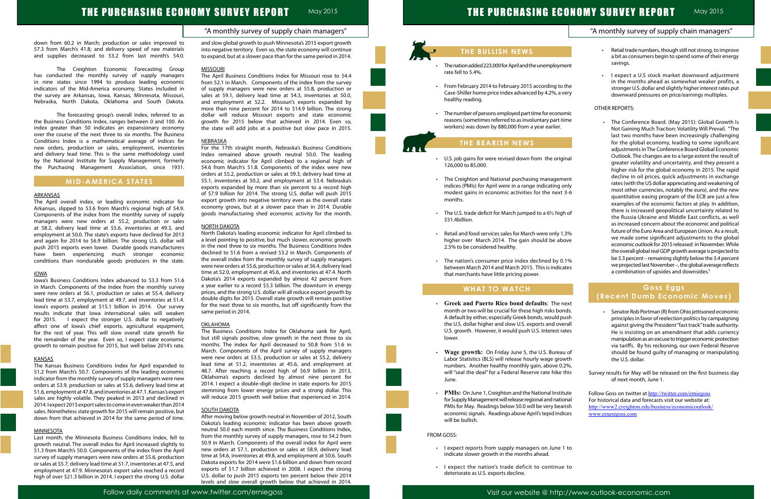down from 60.2 in March; production or sales improved to 57.3 from March's 41.8; and delivery speed of raw materials and supplies decreased to 53.2 from last month's 54.0.

The Creighton Economic Forecasting Group has conducted the monthly survey of supply managers in nine states since 1994 to produce leading economic indicators of the Mid-America economy. States included in the survey are Arkansas, Iowa, Kansas, Minnesota, Missouri, Nebraska, North Dakota, Oklahoma and South Dakota.

The forecasting group's overall index, referred to as the Business Conditions Index, ranges between 0 and 100. An index greater than 50 indicates an expansionary economy over the course of the next three to six months. The Business Conditions Index is a mathematical average of indices for new orders, production or sales, employment, inventories and delivery lead time. This is the same methodology used by the National Institute for Supply Management, formerly the Purchasing Management Association, since 1931.

## MID-AMERICA STATES

### ARKANSAS

The April overall index, or leading economic indicator for Arkansas, slipped to 53.6 from March's regional high of 54.9. Components of the index from the monthly survey of supply managers were new orders at 55.2, production or sales at 58.2, delivery lead time at 55.6, inventories at 49.3, and employment at 50.0. The state's exports have declined for 2013 and again for 2014 to $6.9 billion. The strong U.S. dollar will push 2015 exports even lower. Durable goods manufacturers have been experiencing much stronger economic conditions than nondurable goods producers in the state.

### IOWA

Iowa's Business Conditions Index advanced to 53.3 from 51.6 in March. Components of the index from the monthly survey were new orders at 56.1, production or sales at 55.4, delivery lead time at 53.7, employment at 49.7, and inventories at 51.4. Iowa's exports peaked at $15.1 billion in 2014. Our survey results indicate that Iowa international sales will weaken for 2015. I expect the stronger U.S. dollar to negatively affect one of Iowa's chief exports, agricultural equipment, for the rest of year. This will slow overall state growth for the remainder of the year. Even so, I expect state economic growth to remain positive for 2015, but well below 2014's rate.

### KANSAS

The Kansas Business Conditions Index for April expanded to 51.2 from March's 50.7. Components of the leading economic indicator from the monthly survey of supply managers were new orders at 53.9, production or sales at 55.6, delivery lead time at 51.6, employment at 47.8, and inventories at 47.1. Kansas's export sales are highly volatile. They peaked in 2013 and declined in 2014. I expect 2015 export sales to come in even weaker than 2014 sales. Nonetheless state growth for 2015 will remain positive, but down from that achieved in 2014 for the same period of time.

### MINNESOTA

Last month, the Minnesota Business Conditions Index, fell to growth neutral. The overall index for April increased slightly to 51.3 from March's 50.0. Components of the index from the April survey of supply managers were new orders at 55.6, production or sales at 55.7, delivery lead time at 51.7, inventories at 47.5, and employment at 47.9. Minnesota's export sales reached a record high of over $21.3 billion in 2014. I expect the strong U.S. dollar and slow global growth to push Minnesota's 2015 export growth into negative territory. Even so, the state economy will continue to expand, but at a slower pace than for the same period in 2014.

### MISSOURI

The April Business Conditions Index for Missouri rose to 54.4 from 52.1 in March. Components of the index from the survey of supply managers were new orders at 55.8, production or sales at 59.1, delivery lead time at 54.3, inventories at 50.0, and employment at 52.2. Missouri's exports expanded by more than nine percent for 2014 to $14.9 billion. The strong dollar will reduce Missouri exports and state economic growth for 2015 below that achieved in 2014. Even so, the state will add jobs at a positive but slow pace in 2015.

### NEBRASKA

For the 17th straight month, Nebraska's Business Conditions Index remained above growth neutral 50.0. The leading economic indicator for April climbed to a regional high of 54.6 from March's 51.8. Components of the index were new orders at 55.2, production or sales at 59.3, delivery lead time at 55.1, inventories at 50.2, and employment at 53.4. Nebraska's exports expanded by more than six percent to a record high of $7.9 billion for 2014. The strong U.S. dollar will push 2015 export growth into negative territory even as the overall state economy grows, but at a slower pace than in 2014. Durable goods manufacturing shed economic activity for the month.

### NORTH DAKOTA

North Dakota's leading economic indicator for April climbed to a level pointing to positive, but much slower, economic growth in the next three to six months. The Business Conditions Index declined to 51.6 from a revised 53.2 in March. Components of the overall index from the monthly survey of supply managers were new orders at 55.6, production or sales at 56.4, delivery lead time at 52.0, employment at 45.6, and inventories at 47.4. North Dakota's 2014 exports expanded by almost 42 percent from a year earlier to a record $5.3 billion. The downturn in energy prices, and the strong U.S. dollar will all reduce export growth by double digits for 2015. Overall state growth will remain positive for the next three to six months, but off significantly from the same period in 2014.

### OKLAHOMA

The Business Conditions Index for Oklahoma sank for April, but still signals positive, slow growth in the next three to six months. The index for April decreased to 50.8 from 51.6 in March. Components of the April survey of supply managers were new orders at 53.5, production or sales at 55.2, delivery lead time at 51.2, inventories at 45.6, and employment at 48.7. After reaching a record high of $6.9 billion in 2013, Oklahoma's exports declined by almost nine percent for 2014. I expect a double-digit decline in state exports for 2015 stemming from lower energy prices and a strong dollar. This will reduce 2015 growth well below that experienced in 2014.

### SOUTH DAKOTA

After moving below growth neutral in November of 2012, South Dakota's leading economic indicator has been above growth neutral 50.0 each month since. The Business Conditions Index, from the monthly survey of supply managers, rose to 54.2 from 50.9 in March. Components of the overall index for April were new orders at 57.1, production or sales at 58.9, delivery lead time at 54.6, inventories at 49.8, and employment at 50.6. South Dakota exports for 2014 were $1.6 billion and down from record exports of $1.7 billion achieved in 2008. I expect the strong U.S. dollar to push 2015 exports ten percent below their 2014 levels and slow overall growth below that achieved in 2014.

## THE BULLISH NEWS

- The nation added 223,000 for April and the unemployment rate fell to 5.4%.
- From February 2014 to February 2015 according to the Case-Shiller home price index advanced by 4.2%, a very healthy reading.
- The number of persons employed part time for economic reasons (sometimes referred to as involuntary part-time workers) was down by 880,000 from a year earlier.

## THE BEARISH NEWS

- U.S. job gains for were revised down from the original 126,000 to 85,000.
- The Creighton and National purchasing management indices (PMIs) for April were in a range indicating only modest gains in economic activities for the next 3-6 months.
- The U.S. trade deficit for March jumped to a 6½ high of $51.4billion.
- Retail and food services sales for March were only 1.3% higher over March 2014. The gain should be above 2.5% to be considered healthy.
- The nation's consumer price index declined by 0.1% between March 2014 and March 2015. This is indicates that merchants have little pricing power.

## WHAT TO WATCH

- **Greek and Puerto Rico bond defaults**: The next month or two will be crucial for these high risks bonds. A default by either, especially Greek bonds, would push the U.S. dollar higher and slow U.S. exports and overall U.S. growth. However, it would push U.S. interest rates lower.
- **Wage growth:** On Friday June 5, the U.S. Bureau of Labor Statistics (BLS) will release hourly wage growth numbers. Another healthy monthly gain, above 0.2%, will "seal the deal" for a Federal Reserve rate hike this June.
- **PMIs:** On June 1, Creighton and the National Institute for Supply Management will release regional and national PMIs for May. Readings below 50.0 will be very bearish economic signals. Readings above April's tepid indices will be bullish.

FROM GOSS:

- I expect reports from supply managers on June 1 to indicate slower growth in the months ahead.
- I expect the nation's trade deficit to continue to deteriorate as U.S. exports decline.
- Retail trade numbers, though still not strong, to improve a bit as consumers begin to spend some of their energy savings.
- I expect a U.S stock market downward adjustment in the months ahead as somewhat weaker profits, a stronger U.S. dollar and slightly higher interest rates put downward pressures on price/earnings multiples.

OTHER REPORTS:

- The Conference Board. (May 2015): Global Growth Is Not Gaining Much Traction: Volatility Will Prevail. "The last two months have been increasingly challenging for the global economy, leading to some significant adjustments in The Conference Board Global Economic Outlook. The changes are to a large extent the result of greater volatility and uncertainty, and they present a higher risk for the global economy in 2015. The rapid decline in oil prices, quick adjustments in exchange rates (with the US dollar appreciating and weakening of most other currencies, notably the euro), and the new quantitative easing program of the ECB are just a few examples of the economic factors at play. In addition, there is increased geopolitical uncertainty related to the Russia-Ukraine and Middle East conflicts, as well as increased concern about the economic and political future of the Euro Area and European Union. As a result, we made some significant adjustments to the global economic outlook for 2015 released in November. While the overall global real GDP growth average is projected to be 3.3 percent – remaining slightly below the 3.4 percent we projected last November –, the global average reflects a combination of upsides and downsides."

## Goss Eggs (Recent Dumb Economic Moves)

- Senator Rob Portman (R) from Ohio jettisoned economic principles in favor of reelection politics by campaigning against giving the President "fast track" trade authority. He is insisting on an amendment that adds currency manipulation as an excuse to trigger economic protection via tariffs. By his reckoning, our own Federal Reserve should be found guilty of managing or manipulating the U.S. dollar.

Survey results for May will be released on the first business day of next month, June 1.

Follow Goss on twitter at http://twitter.com/erniegoss
For historical data and forecasts visit our website at:
http://www2.creighton.edu/business/economicoutlook/
www.ernestgoss.com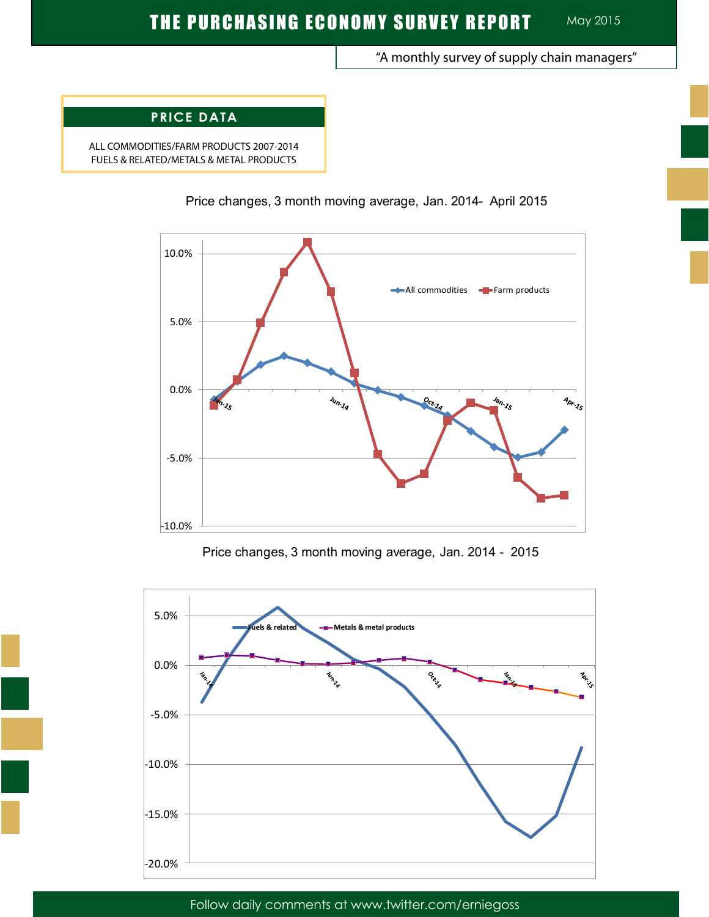# THE PURCHASING ECONOMY SURVEY REPORT

May 2015

"A monthly survey of supply chain managers"

## PRICE DATA

ALL COMMODITIES/FARM PRODUCTS 2007-2014
FUELS & RELATED/METALS & METAL PRODUCTS

Price changes, 3 month moving average, Jan. 2014- April 2015

10.0%
5.0%
0.0%
-5.0%
-10.0%

All commodities
Farm products

Jan-15
Jun-14
Oct-14
Jan-15
Apr-15

Price changes, 3 month moving average, Jan. 2014 - 2015

5.0%
0.0%
-5.0%
-10.0%
-15.0%
-20.0%

Fuels & related
Metals & metal products

Jan-14
Jun-14
Oct-14
Jan-15
Apr-15

Follow daily comments at www.twitter.com/erniegoss